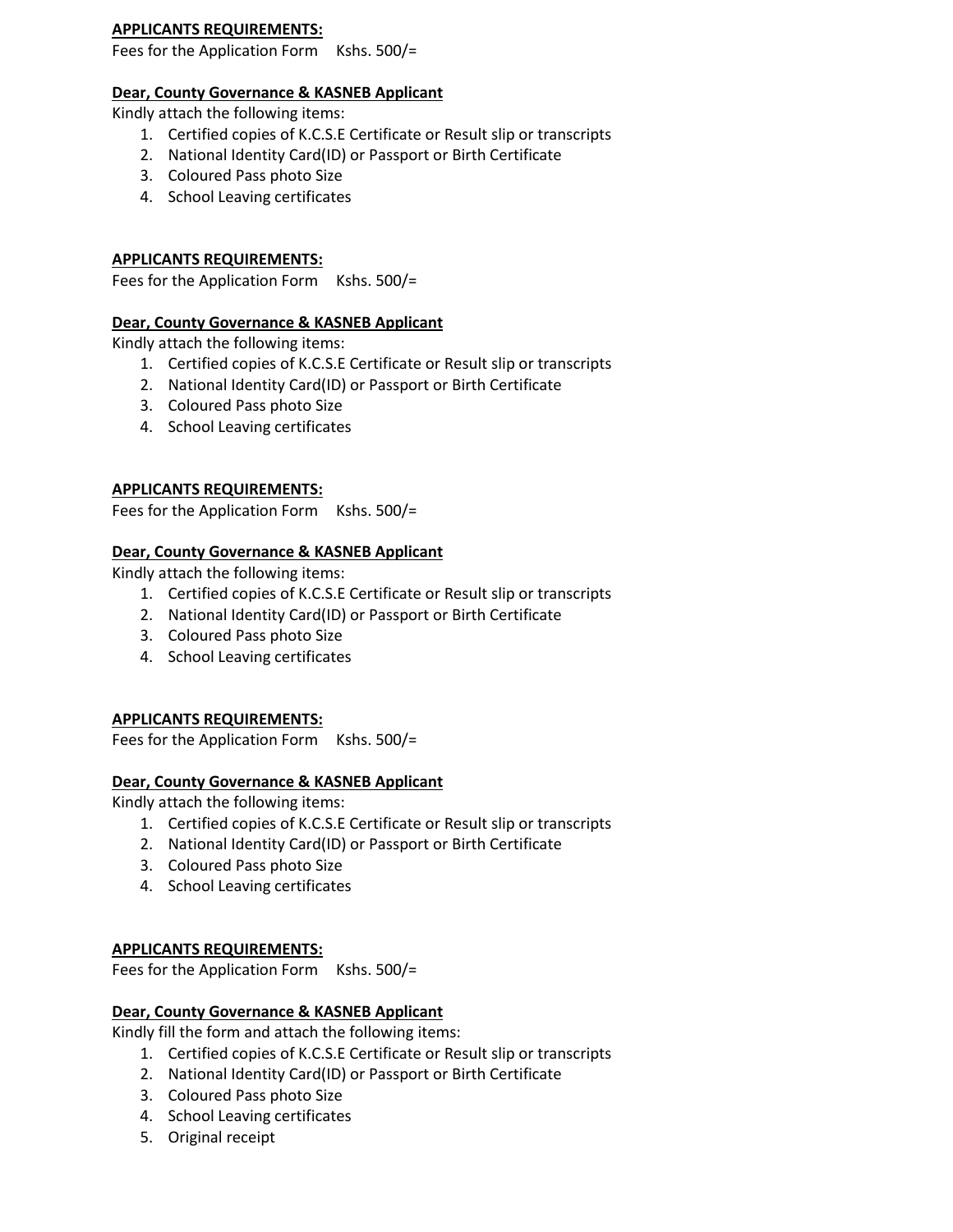**APPLICANTS REQUIREMENTS:**

Fees for the Application Form Kshs. 500/=

**Dear, County Governance & KASNEB Applicant**

Kindly attach the following items:

1. Certified copies of K.C.S.E Certificate or Result slip or transcripts
2. National Identity Card(ID) or Passport or Birth Certificate
3. Coloured Pass photo Size
4. School Leaving certificates

**APPLICANTS REQUIREMENTS:**

Fees for the Application Form Kshs. 500/=

**Dear, County Governance & KASNEB Applicant**

Kindly attach the following items:

1. Certified copies of K.C.S.E Certificate or Result slip or transcripts
2. National Identity Card(ID) or Passport or Birth Certificate
3. Coloured Pass photo Size
4. School Leaving certificates

**APPLICANTS REQUIREMENTS:**

Fees for the Application Form Kshs. 500/=

**Dear, County Governance & KASNEB Applicant**

Kindly attach the following items:

1. Certified copies of K.C.S.E Certificate or Result slip or transcripts
2. National Identity Card(ID) or Passport or Birth Certificate
3. Coloured Pass photo Size
4. School Leaving certificates

**APPLICANTS REQUIREMENTS:**

Fees for the Application Form Kshs. 500/=

**Dear, County Governance & KASNEB Applicant**

Kindly attach the following items:

1. Certified copies of K.C.S.E Certificate or Result slip or transcripts
2. National Identity Card(ID) or Passport or Birth Certificate
3. Coloured Pass photo Size
4. School Leaving certificates

**APPLICANTS REQUIREMENTS:**

Fees for the Application Form Kshs. 500/=

**Dear, County Governance & KASNEB Applicant**

Kindly fill the form and attach the following items:

1. Certified copies of K.C.S.E Certificate or Result slip or transcripts
2. National Identity Card(ID) or Passport or Birth Certificate
3. Coloured Pass photo Size
4. School Leaving certificates
5. Original receipt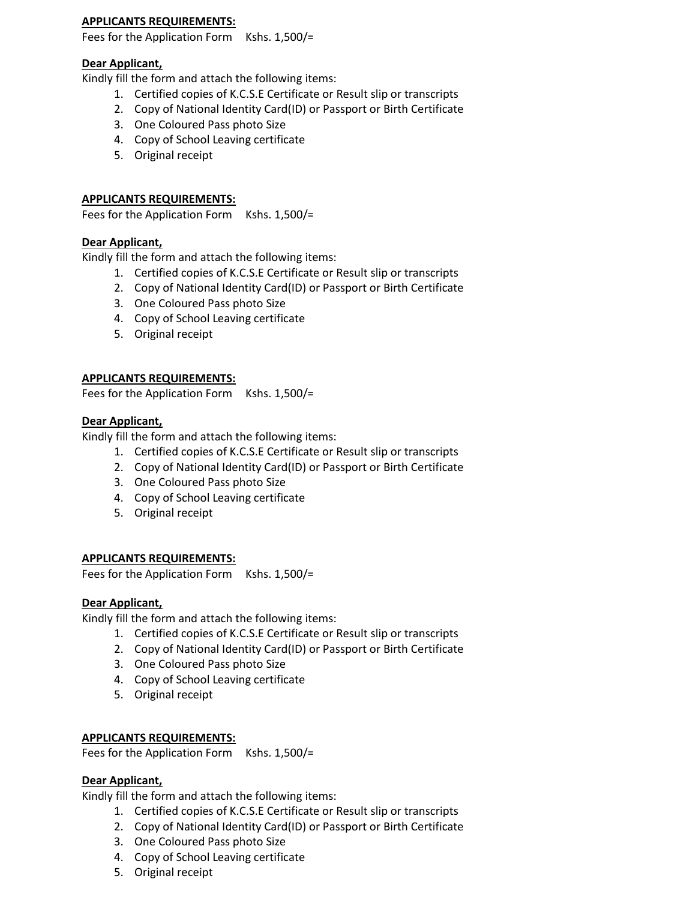**APPLICANTS REQUIREMENTS:**

Fees for the Application Form Kshs. 1,500/=

**Dear Applicant,**

Kindly fill the form and attach the following items:

1. Certified copies of K.C.S.E Certificate or Result slip or transcripts
2. Copy of National Identity Card(ID) or Passport or Birth Certificate
3. One Coloured Pass photo Size
4. Copy of School Leaving certificate
5. Original receipt

**APPLICANTS REQUIREMENTS:**

Fees for the Application Form Kshs. 1,500/=

**Dear Applicant,**

Kindly fill the form and attach the following items:

1. Certified copies of K.C.S.E Certificate or Result slip or transcripts
2. Copy of National Identity Card(ID) or Passport or Birth Certificate
3. One Coloured Pass photo Size
4. Copy of School Leaving certificate
5. Original receipt

**APPLICANTS REQUIREMENTS:**

Fees for the Application Form Kshs. 1,500/=

**Dear Applicant,**

Kindly fill the form and attach the following items:

1. Certified copies of K.C.S.E Certificate or Result slip or transcripts
2. Copy of National Identity Card(ID) or Passport or Birth Certificate
3. One Coloured Pass photo Size
4. Copy of School Leaving certificate
5. Original receipt

**APPLICANTS REQUIREMENTS:**

Fees for the Application Form Kshs. 1,500/=

**Dear Applicant,**

Kindly fill the form and attach the following items:

1. Certified copies of K.C.S.E Certificate or Result slip or transcripts
2. Copy of National Identity Card(ID) or Passport or Birth Certificate
3. One Coloured Pass photo Size
4. Copy of School Leaving certificate
5. Original receipt

**APPLICANTS REQUIREMENTS:**

Fees for the Application Form Kshs. 1,500/=

**Dear Applicant,**

Kindly fill the form and attach the following items:

1. Certified copies of K.C.S.E Certificate or Result slip or transcripts
2. Copy of National Identity Card(ID) or Passport or Birth Certificate
3. One Coloured Pass photo Size
4. Copy of School Leaving certificate
5. Original receipt